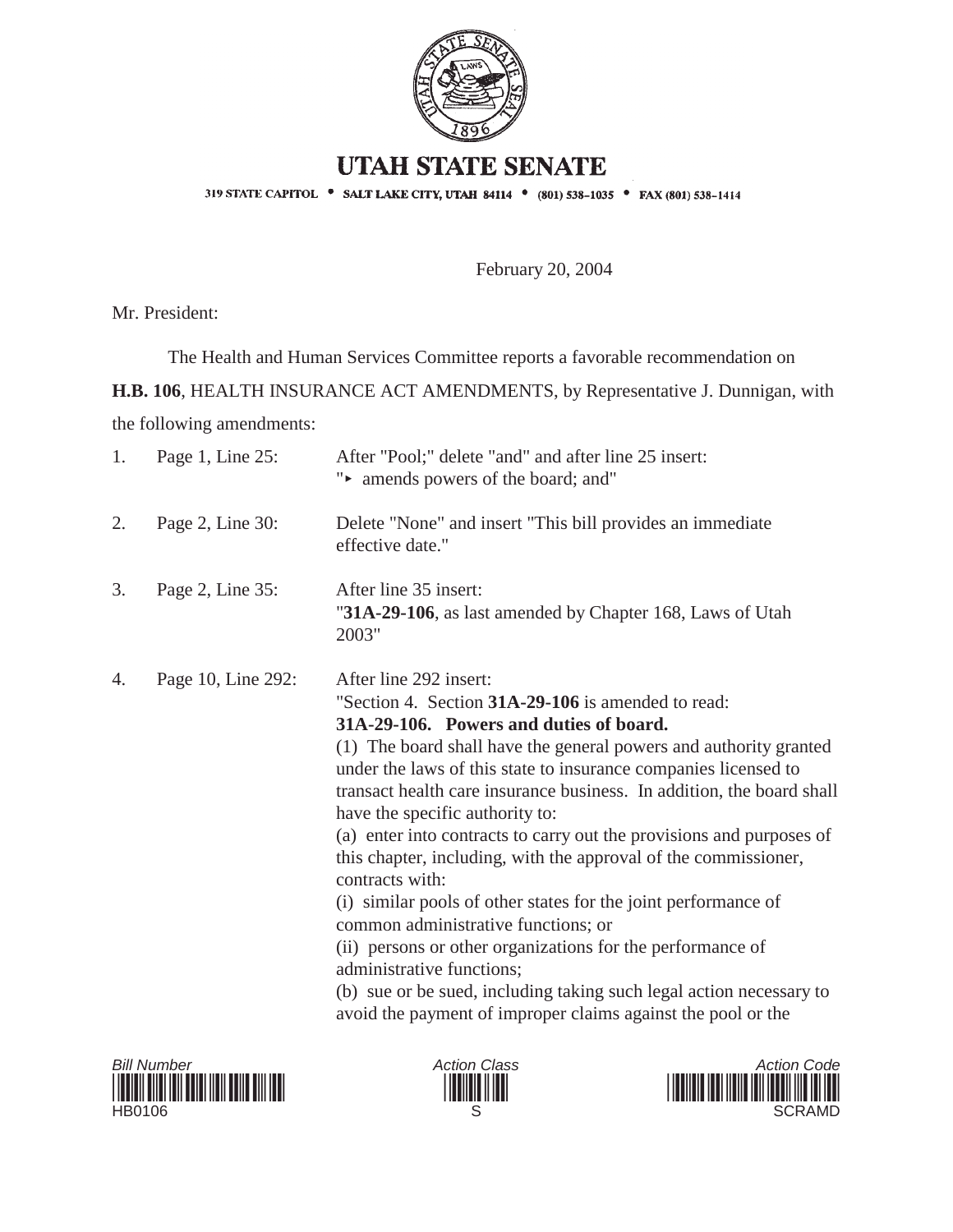# UTAH STATE SENATE

319 STATE CAPITOL • SALT LAKE CITY, UTAH 84114 • (801) 538-1035 • FAX (801) 538-1414

February 20, 2004

Mr. President:

The Health and Human Services Committee reports a favorable recommendation on **H.B. 106**, HEALTH INSURANCE ACT AMENDMENTS, by Representative J. Dunnigan, with the following amendments:

1. Page 1, Line 25: After "Pool;" delete "and" and after line 25 insert: "▸ amends powers of the board; and"

2. Page 2, Line 30: Delete "None" and insert "This bill provides an immediate effective date."

3. Page 2, Line 35: After line 35 insert: "**31A-29-106**, as last amended by Chapter 168, Laws of Utah 2003"

4. Page 10, Line 292: After line 292 insert:
   "Section 4. Section **31A-29-106** is amended to read:
   **31A-29-106. Powers and duties of board.**
   (1) The board shall have the general powers and authority granted under the laws of this state to insurance companies licensed to transact health care insurance business. In addition, the board shall have the specific authority to:
   (a) enter into contracts to carry out the provisions and purposes of this chapter, including, with the approval of the commissioner, contracts with:
   (i) similar pools of other states for the joint performance of common administrative functions; or
   (ii) persons or other organizations for the performance of administrative functions;
   (b) sue or be sued, including taking such legal action necessary to avoid the payment of improper claims against the pool or the

Bill Number: HB0106 | Action Class: S | Action Code: SCRAMD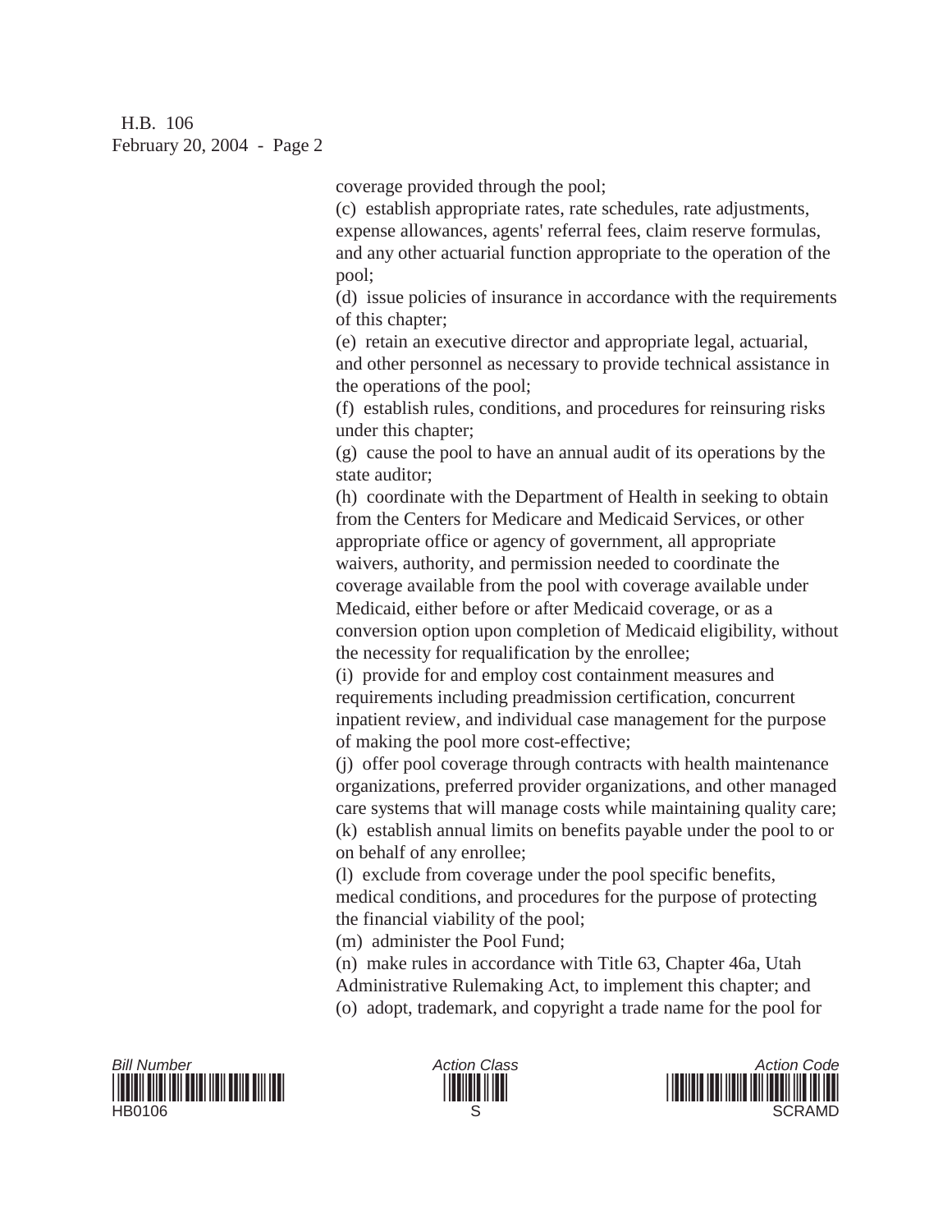coverage provided through the pool;

(c) establish appropriate rates, rate schedules, rate adjustments, expense allowances, agents' referral fees, claim reserve formulas, and any other actuarial function appropriate to the operation of the pool;

(d) issue policies of insurance in accordance with the requirements of this chapter;

(e) retain an executive director and appropriate legal, actuarial, and other personnel as necessary to provide technical assistance in the operations of the pool;

(f) establish rules, conditions, and procedures for reinsuring risks under this chapter;

(g) cause the pool to have an annual audit of its operations by the state auditor;

(h) coordinate with the Department of Health in seeking to obtain from the Centers for Medicare and Medicaid Services, or other appropriate office or agency of government, all appropriate waivers, authority, and permission needed to coordinate the coverage available from the pool with coverage available under Medicaid, either before or after Medicaid coverage, or as a conversion option upon completion of Medicaid eligibility, without the necessity for requalification by the enrollee;

(i) provide for and employ cost containment measures and requirements including preadmission certification, concurrent inpatient review, and individual case management for the purpose of making the pool more cost-effective;

(j) offer pool coverage through contracts with health maintenance organizations, preferred provider organizations, and other managed care systems that will manage costs while maintaining quality care;

(k) establish annual limits on benefits payable under the pool to or on behalf of any enrollee;

(l) exclude from coverage under the pool specific benefits, medical conditions, and procedures for the purpose of protecting the financial viability of the pool;

(m) administer the Pool Fund;

(n) make rules in accordance with Title 63, Chapter 46a, Utah Administrative Rulemaking Act, to implement this chapter; and

(o) adopt, trademark, and copyright a trade name for the pool for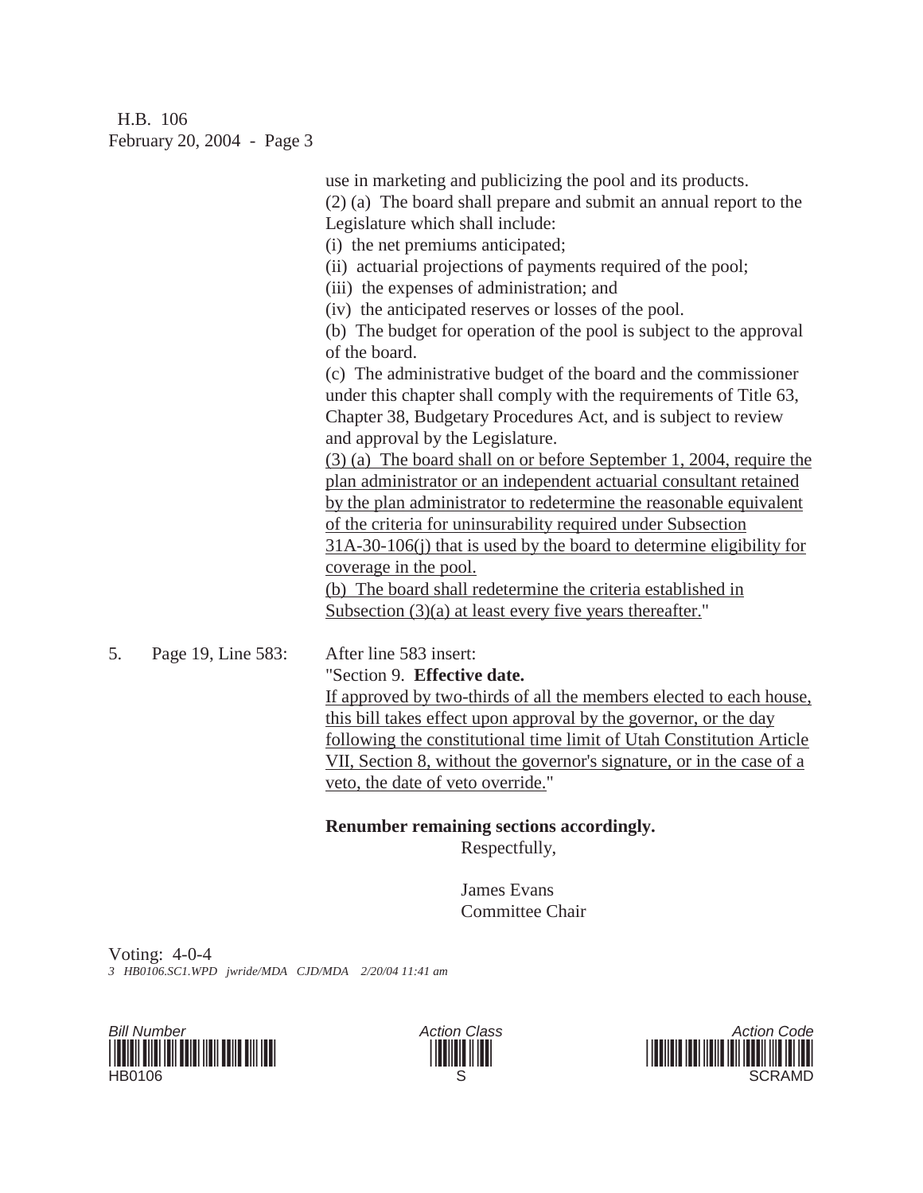use in marketing and publicizing the pool and its products.

(2) (a) The board shall prepare and submit an annual report to the Legislature which shall include:

(i) the net premiums anticipated;

(ii) actuarial projections of payments required of the pool;

(iii) the expenses of administration; and

(iv) the anticipated reserves or losses of the pool.

(b) The budget for operation of the pool is subject to the approval of the board.

(c) The administrative budget of the board and the commissioner under this chapter shall comply with the requirements of Title 63, Chapter 38, Budgetary Procedures Act, and is subject to review and approval by the Legislature.

<u>(3) (a) The board shall on or before September 1, 2004, require the plan administrator or an independent actuarial consultant retained by the plan administrator to redetermine the reasonable equivalent of the criteria for uninsurability required under Subsection 31A-30-106(j) that is used by the board to determine eligibility for coverage in the pool.</u>

<u>(b) The board shall redetermine the criteria established in Subsection (3)(a) at least every five years thereafter.</u>"

5. Page 19, Line 583: After line 583 insert:

"Section 9. **Effective date.**

<u>If approved by two-thirds of all the members elected to each house, this bill takes effect upon approval by the governor, or the day following the constitutional time limit of Utah Constitution Article VII, Section 8, without the governor's signature, or in the case of a veto, the date of veto override.</u>"

**Renumber remaining sections accordingly.**

Respectfully,

James Evans
Committee Chair

Voting: 4-0-4

*3 HB0106.SC1.WPD jwride/MDA CJD/MDA 2/20/04 11:41 am*

Bill Number: HB0106 | Action Class: S | Action Code: SCRAMD